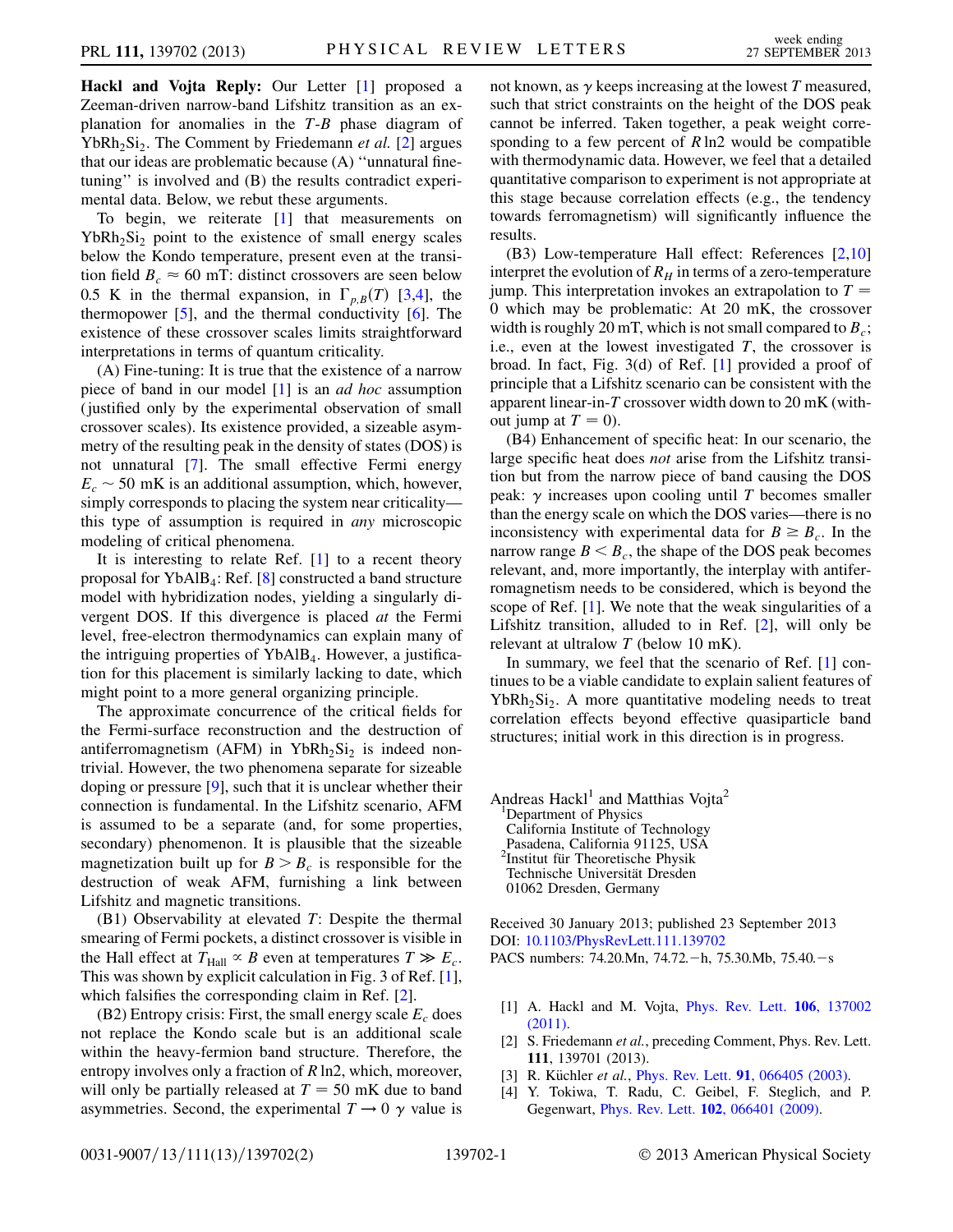**Hackl and Vojta Reply:** Our Letter [1] proposed a Zeeman-driven narrow-band Lifshitz transition as an explanation for anomalies in the $T$-$B$ phase diagram of $YbRh_2Si_2$. The Comment by Friedemann *et al.* [2] argues that our ideas are problematic because (A) "unnatural fine-tuning" is involved and (B) the results contradict experimental data. Below, we rebut these arguments.

To begin, we reiterate [1] that measurements on $YbRh_2Si_2$ point to the existence of small energy scales below the Kondo temperature, present even at the transition field $B_c \approx 60$ mT: distinct crossovers are seen below 0.5 K in the thermal expansion, in $\Gamma_{p,B}(T)$ [3,4], the thermopower [5], and the thermal conductivity [6]. The existence of these crossover scales limits straightforward interpretations in terms of quantum criticality.

(A) Fine-tuning: It is true that the existence of a narrow piece of band in our model [1] is an *ad hoc* assumption (justified only by the experimental observation of small crossover scales). Its existence provided, a sizeable asymmetry of the resulting peak in the density of states (DOS) is not unnatural [7]. The small effective Fermi energy $E_c \sim 50$ mK is an additional assumption, which, however, simply corresponds to placing the system near criticality—this type of assumption is required in *any* microscopic modeling of critical phenomena.

It is interesting to relate Ref. [1] to a recent theory proposal for $YbAlB_4$: Ref. [8] constructed a band structure model with hybridization nodes, yielding a singularly divergent DOS. If this divergence is placed *at* the Fermi level, free-electron thermodynamics can explain many of the intriguing properties of $YbAlB_4$. However, a justification for this placement is similarly lacking to date, which might point to a more general organizing principle.

The approximate concurrence of the critical fields for the Fermi-surface reconstruction and the destruction of antiferromagnetism (AFM) in $YbRh_2Si_2$ is indeed nontrivial. However, the two phenomena separate for sizeable doping or pressure [9], such that it is unclear whether their connection is fundamental. In the Lifshitz scenario, AFM is assumed to be a separate (and, for some properties, secondary) phenomenon. It is plausible that the sizeable magnetization built up for $B > B_c$ is responsible for the destruction of weak AFM, furnishing a link between Lifshitz and magnetic transitions.

(B1) Observability at elevated $T$: Despite the thermal smearing of Fermi pockets, a distinct crossover is visible in the Hall effect at $T_{\mathrm{Hall}} \propto B$ even at temperatures $T \gg E_c$. This was shown by explicit calculation in Fig. 3 of Ref. [1], which falsifies the corresponding claim in Ref. [2].

(B2) Entropy crisis: First, the small energy scale $E_c$ does not replace the Kondo scale but is an additional scale within the heavy-fermion band structure. Therefore, the entropy involves only a fraction of $R\ln 2$, which, moreover, will only be partially released at $T = 50$ mK due to band asymmetries. Second, the experimental $T \to 0$ $\gamma$ value is not known, as $\gamma$ keeps increasing at the lowest $T$ measured, such that strict constraints on the height of the DOS peak cannot be inferred. Taken together, a peak weight corresponding to a few percent of $R\ln 2$ would be compatible with thermodynamic data. However, we feel that a detailed quantitative comparison to experiment is not appropriate at this stage because correlation effects (e.g., the tendency towards ferromagnetism) will significantly influence the results.

(B3) Low-temperature Hall effect: References [2,10] interpret the evolution of $R_H$ in terms of a zero-temperature jump. This interpretation invokes an extrapolation to $T = 0$ which may be problematic: At 20 mK, the crossover width is roughly 20 mT, which is not small compared to $B_c$; i.e., even at the lowest investigated $T$, the crossover is broad. In fact, Fig. 3(d) of Ref. [1] provided a proof of principle that a Lifshitz scenario can be consistent with the apparent linear-in-$T$ crossover width down to 20 mK (without jump at $T = 0$).

(B4) Enhancement of specific heat: In our scenario, the large specific heat does *not* arise from the Lifshitz transition but from the narrow piece of band causing the DOS peak: $\gamma$ increases upon cooling until $T$ becomes smaller than the energy scale on which the DOS varies—there is no inconsistency with experimental data for $B \geq B_c$. In the narrow range $B < B_c$, the shape of the DOS peak becomes relevant, and, more importantly, the interplay with antiferromagnetism needs to be considered, which is beyond the scope of Ref. [1]. We note that the weak singularities of a Lifshitz transition, alluded to in Ref. [2], will only be relevant at ultralow $T$ (below 10 mK).

In summary, we feel that the scenario of Ref. [1] continues to be a viable candidate to explain salient features of $YbRh_2Si_2$. A more quantitative modeling needs to treat correlation effects beyond effective quasiparticle band structures; initial work in this direction is in progress.

Andreas Hackl[1] and Matthias Vojta[2]
[1]Department of Physics
California Institute of Technology
Pasadena, California 91125, USA
[2]Institut für Theoretische Physik
Technische Universität Dresden
01062 Dresden, Germany

Received 30 January 2013; published 23 September 2013
DOI: 10.1103/PhysRevLett.111.139702
PACS numbers: 74.20.Mn, 74.72.−h, 75.30.Mb, 75.40.−s

[1] A. Hackl and M. Vojta, Phys. Rev. Lett. **106**, 137002 (2011).
[2] S. Friedemann *et al.*, preceding Comment, Phys. Rev. Lett. **111**, 139701 (2013).
[3] R. Küchler *et al.*, Phys. Rev. Lett. **91**, 066405 (2003).
[4] Y. Tokiwa, T. Radu, C. Geibel, F. Steglich, and P. Gegenwart, Phys. Rev. Lett. **102**, 066401 (2009).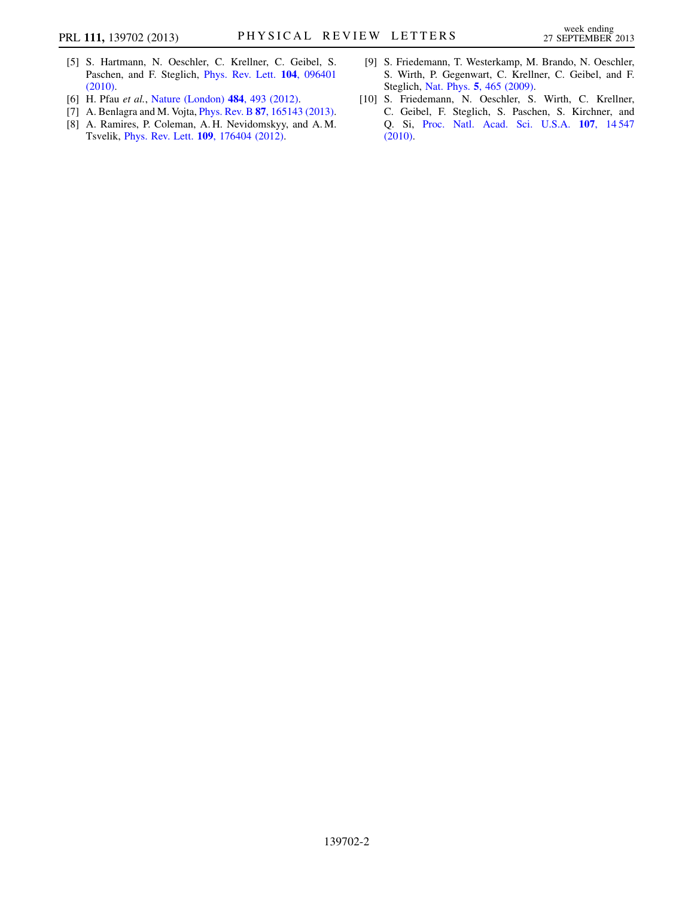[5] S. Hartmann, N. Oeschler, C. Krellner, C. Geibel, S. Paschen, and F. Steglich, Phys. Rev. Lett. **104**, 096401 (2010).

[6] H. Pfau *et al.*, Nature (London) **484**, 493 (2012).

[7] A. Benlagra and M. Vojta, Phys. Rev. B **87**, 165143 (2013).

[8] A. Ramires, P. Coleman, A. H. Nevidomskyy, and A. M. Tsvelik, Phys. Rev. Lett. **109**, 176404 (2012).

[9] S. Friedemann, T. Westerkamp, M. Brando, N. Oeschler, S. Wirth, P. Gegenwart, C. Krellner, C. Geibel, and F. Steglich, Nat. Phys. **5**, 465 (2009).

[10] S. Friedemann, N. Oeschler, S. Wirth, C. Krellner, C. Geibel, F. Steglich, S. Paschen, S. Kirchner, and Q. Si, Proc. Natl. Acad. Sci. U.S.A. **107**, 14 547 (2010).